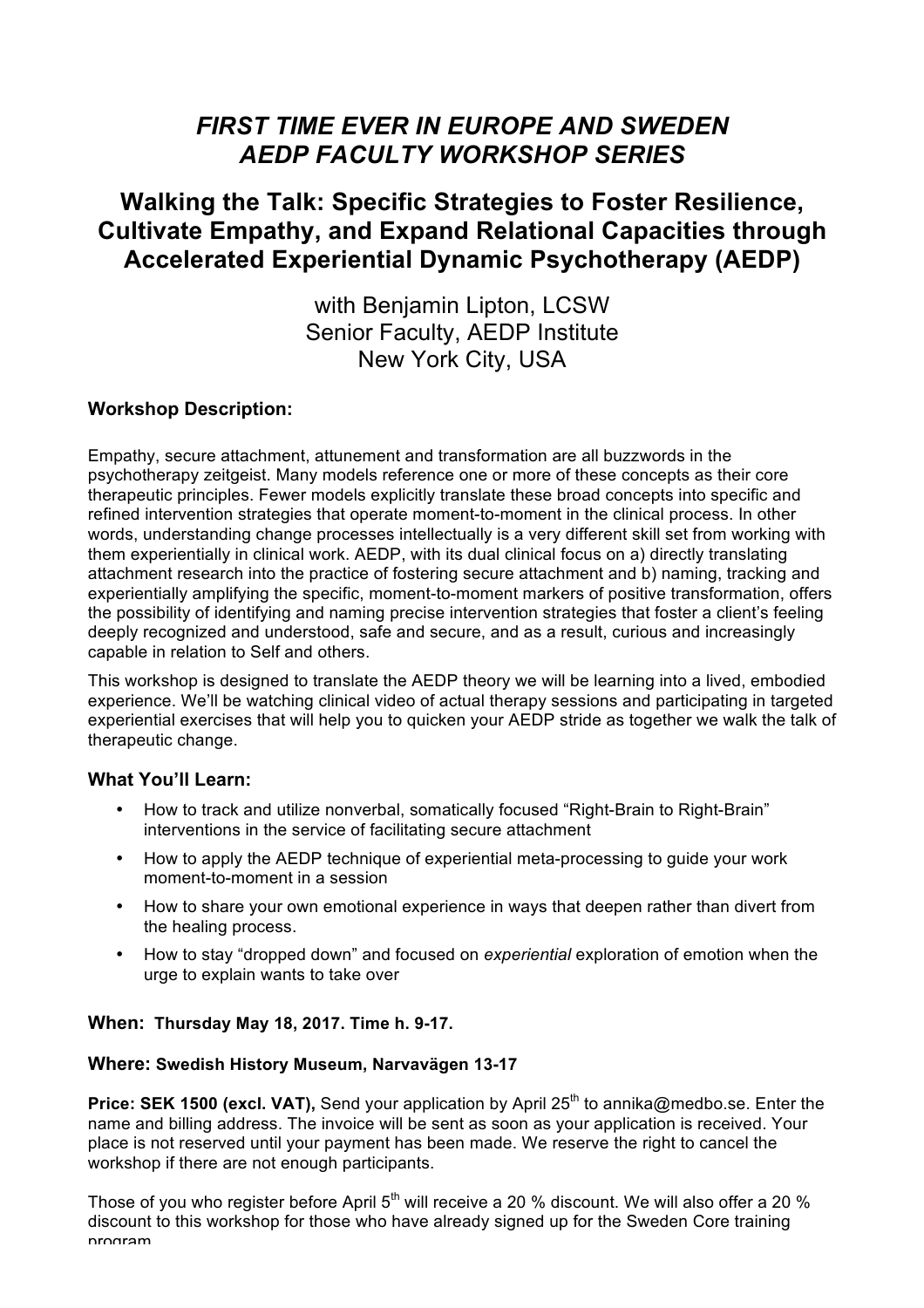# *FIRST TIME EVER IN EUROPE AND SWEDEN AEDP FACULTY WORKSHOP SERIES*

## Walking the Talk: Specific Strategies to Foster Resilience, Cultivate Empathy, and Expand Relational Capacities through Accelerated Experiential Dynamic Psychotherapy (AEDP)

with Benjamin Lipton, LCSW
Senior Faculty, AEDP Institute
New York City, USA

### Workshop Description:

Empathy, secure attachment, attunement and transformation are all buzzwords in the psychotherapy zeitgeist. Many models reference one or more of these concepts as their core therapeutic principles. Fewer models explicitly translate these broad concepts into specific and refined intervention strategies that operate moment-to-moment in the clinical process. In other words, understanding change processes intellectually is a very different skill set from working with them experientially in clinical work. AEDP, with its dual clinical focus on a) directly translating attachment research into the practice of fostering secure attachment and b) naming, tracking and experientially amplifying the specific, moment-to-moment markers of positive transformation, offers the possibility of identifying and naming precise intervention strategies that foster a client's feeling deeply recognized and understood, safe and secure, and as a result, curious and increasingly capable in relation to Self and others.

This workshop is designed to translate the AEDP theory we will be learning into a lived, embodied experience. We'll be watching clinical video of actual therapy sessions and participating in targeted experiential exercises that will help you to quicken your AEDP stride as together we walk the talk of therapeutic change.

### What You'll Learn:

- How to track and utilize nonverbal, somatically focused "Right-Brain to Right-Brain" interventions in the service of facilitating secure attachment
- How to apply the AEDP technique of experiential meta-processing to guide your work moment-to-moment in a session
- How to share your own emotional experience in ways that deepen rather than divert from the healing process.
- How to stay "dropped down" and focused on *experiential* exploration of emotion when the urge to explain wants to take over

**When: Thursday May 18, 2017. Time h. 9-17.**

**Where: Swedish History Museum, Narvavägen 13-17**

**Price: SEK 1500 (excl. VAT),** Send your application by April 25th to annika@medbo.se. Enter the name and billing address. The invoice will be sent as soon as your application is received. Your place is not reserved until your payment has been made. We reserve the right to cancel the workshop if there are not enough participants.

Those of you who register before April 5th will receive a 20 % discount. We will also offer a 20 % discount to this workshop for those who have already signed up for the Sweden Core training program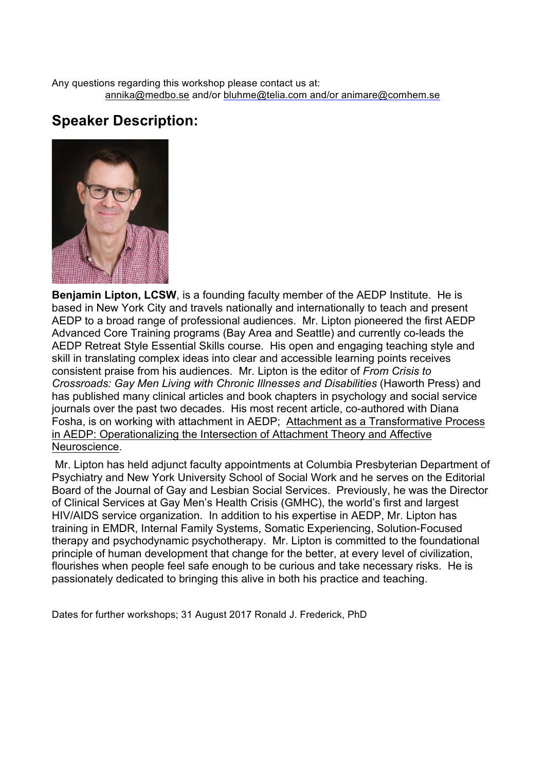Any questions regarding this workshop please contact us at:
annika@medbo.se and/or bluhme@telia.com and/or animare@comhem.se

## Speaker Description:

**Benjamin Lipton, LCSW**, is a founding faculty member of the AEDP Institute. He is based in New York City and travels nationally and internationally to teach and present AEDP to a broad range of professional audiences. Mr. Lipton pioneered the first AEDP Advanced Core Training programs (Bay Area and Seattle) and currently co-leads the AEDP Retreat Style Essential Skills course. His open and engaging teaching style and skill in translating complex ideas into clear and accessible learning points receives consistent praise from his audiences. Mr. Lipton is the editor of *From Crisis to Crossroads: Gay Men Living with Chronic Illnesses and Disabilities* (Haworth Press) and has published many clinical articles and book chapters in psychology and social service journals over the past two decades. His most recent article, co-authored with Diana Fosha, is on working with attachment in AEDP; Attachment as a Transformative Process in AEDP: Operationalizing the Intersection of Attachment Theory and Affective Neuroscience.

Mr. Lipton has held adjunct faculty appointments at Columbia Presbyterian Department of Psychiatry and New York University School of Social Work and he serves on the Editorial Board of the Journal of Gay and Lesbian Social Services. Previously, he was the Director of Clinical Services at Gay Men's Health Crisis (GMHC), the world's first and largest HIV/AIDS service organization. In addition to his expertise in AEDP, Mr. Lipton has training in EMDR, Internal Family Systems, Somatic Experiencing, Solution-Focused therapy and psychodynamic psychotherapy. Mr. Lipton is committed to the foundational principle of human development that change for the better, at every level of civilization, flourishes when people feel safe enough to be curious and take necessary risks. He is passionately dedicated to bringing this alive in both his practice and teaching.

Dates for further workshops; 31 August 2017 Ronald J. Frederick, PhD